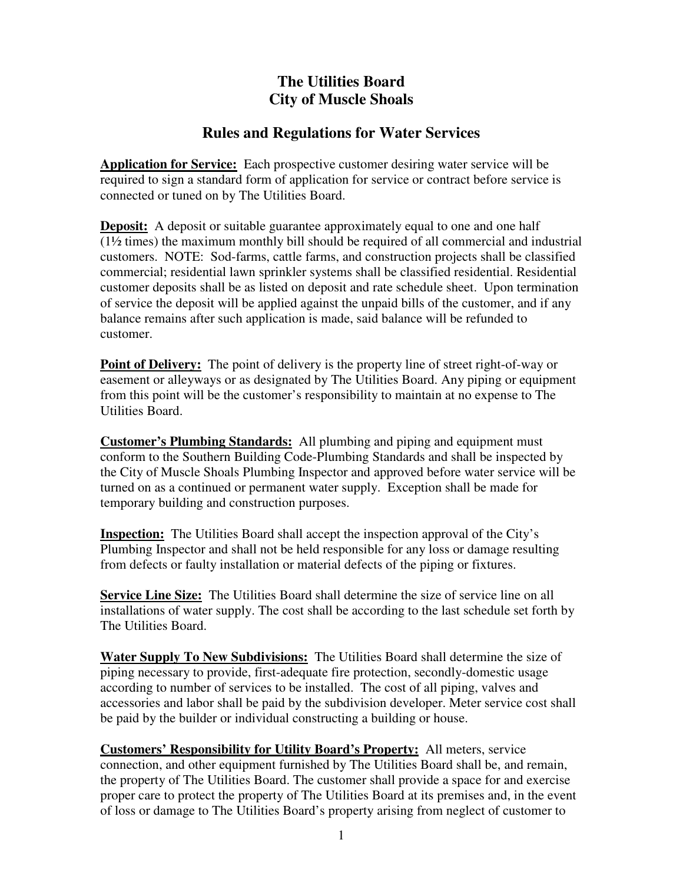# The Utilities Board
# City of Muscle Shoals

## Rules and Regulations for Water Services

**Application for Service:** Each prospective customer desiring water service will be required to sign a standard form of application for service or contract before service is connected or tuned on by The Utilities Board.

**Deposit:** A deposit or suitable guarantee approximately equal to one and one half (1½ times) the maximum monthly bill should be required of all commercial and industrial customers. NOTE: Sod-farms, cattle farms, and construction projects shall be classified commercial; residential lawn sprinkler systems shall be classified residential. Residential customer deposits shall be as listed on deposit and rate schedule sheet. Upon termination of service the deposit will be applied against the unpaid bills of the customer, and if any balance remains after such application is made, said balance will be refunded to customer.

**Point of Delivery:** The point of delivery is the property line of street right-of-way or easement or alleyways or as designated by The Utilities Board. Any piping or equipment from this point will be the customer's responsibility to maintain at no expense to The Utilities Board.

**Customer's Plumbing Standards:** All plumbing and piping and equipment must conform to the Southern Building Code-Plumbing Standards and shall be inspected by the City of Muscle Shoals Plumbing Inspector and approved before water service will be turned on as a continued or permanent water supply. Exception shall be made for temporary building and construction purposes.

**Inspection:** The Utilities Board shall accept the inspection approval of the City's Plumbing Inspector and shall not be held responsible for any loss or damage resulting from defects or faulty installation or material defects of the piping or fixtures.

**Service Line Size:** The Utilities Board shall determine the size of service line on all installations of water supply. The cost shall be according to the last schedule set forth by The Utilities Board.

**Water Supply To New Subdivisions:** The Utilities Board shall determine the size of piping necessary to provide, first-adequate fire protection, secondly-domestic usage according to number of services to be installed. The cost of all piping, valves and accessories and labor shall be paid by the subdivision developer. Meter service cost shall be paid by the builder or individual constructing a building or house.

**Customers' Responsibility for Utility Board's Property:** All meters, service connection, and other equipment furnished by The Utilities Board shall be, and remain, the property of The Utilities Board. The customer shall provide a space for and exercise proper care to protect the property of The Utilities Board at its premises and, in the event of loss or damage to The Utilities Board's property arising from neglect of customer to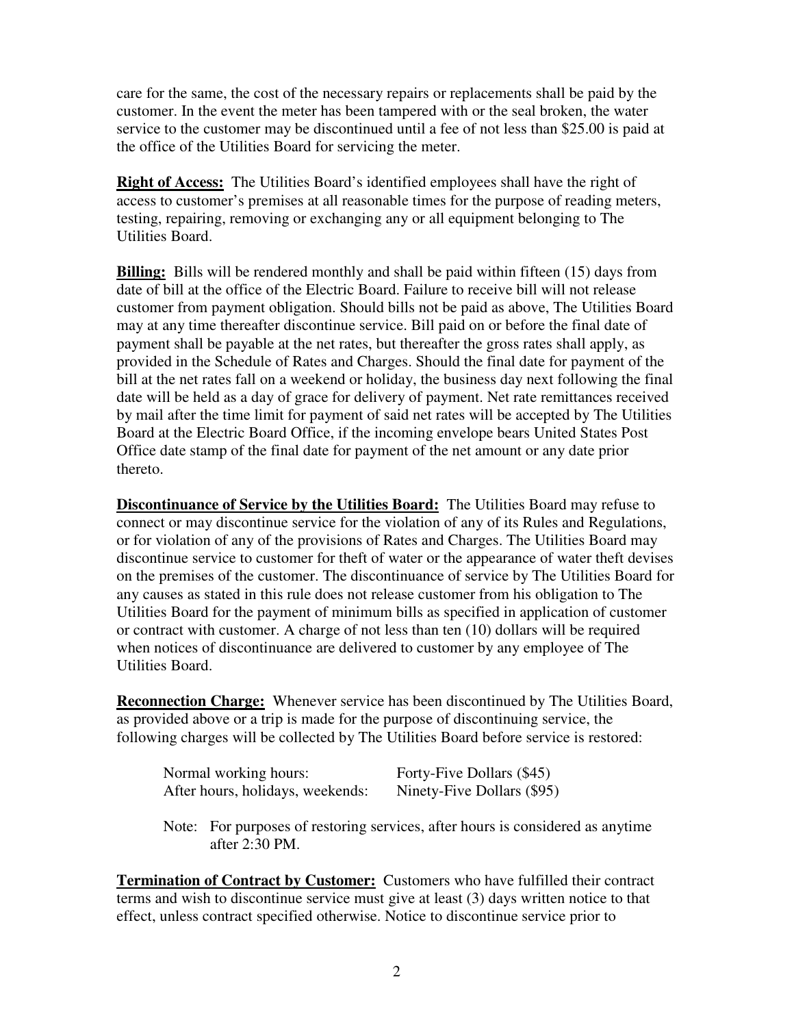care for the same, the cost of the necessary repairs or replacements shall be paid by the customer. In the event the meter has been tampered with or the seal broken, the water service to the customer may be discontinued until a fee of not less than $25.00 is paid at the office of the Utilities Board for servicing the meter.

**Right of Access:** The Utilities Board's identified employees shall have the right of access to customer's premises at all reasonable times for the purpose of reading meters, testing, repairing, removing or exchanging any or all equipment belonging to The Utilities Board.

**Billing:** Bills will be rendered monthly and shall be paid within fifteen (15) days from date of bill at the office of the Electric Board. Failure to receive bill will not release customer from payment obligation. Should bills not be paid as above, The Utilities Board may at any time thereafter discontinue service. Bill paid on or before the final date of payment shall be payable at the net rates, but thereafter the gross rates shall apply, as provided in the Schedule of Rates and Charges. Should the final date for payment of the bill at the net rates fall on a weekend or holiday, the business day next following the final date will be held as a day of grace for delivery of payment. Net rate remittances received by mail after the time limit for payment of said net rates will be accepted by The Utilities Board at the Electric Board Office, if the incoming envelope bears United States Post Office date stamp of the final date for payment of the net amount or any date prior thereto.

**Discontinuance of Service by the Utilities Board:** The Utilities Board may refuse to connect or may discontinue service for the violation of any of its Rules and Regulations, or for violation of any of the provisions of Rates and Charges. The Utilities Board may discontinue service to customer for theft of water or the appearance of water theft devises on the premises of the customer. The discontinuance of service by The Utilities Board for any causes as stated in this rule does not release customer from his obligation to The Utilities Board for the payment of minimum bills as specified in application of customer or contract with customer. A charge of not less than ten (10) dollars will be required when notices of discontinuance are delivered to customer by any employee of The Utilities Board.

**Reconnection Charge:** Whenever service has been discontinued by The Utilities Board, as provided above or a trip is made for the purpose of discontinuing service, the following charges will be collected by The Utilities Board before service is restored:

| | |
|---|---|
| Normal working hours: | Forty-Five Dollars ($45) |
| After hours, holidays, weekends: | Ninety-Five Dollars ($95) |

Note: For purposes of restoring services, after hours is considered as anytime after 2:30 PM.

**Termination of Contract by Customer:** Customers who have fulfilled their contract terms and wish to discontinue service must give at least (3) days written notice to that effect, unless contract specified otherwise. Notice to discontinue service prior to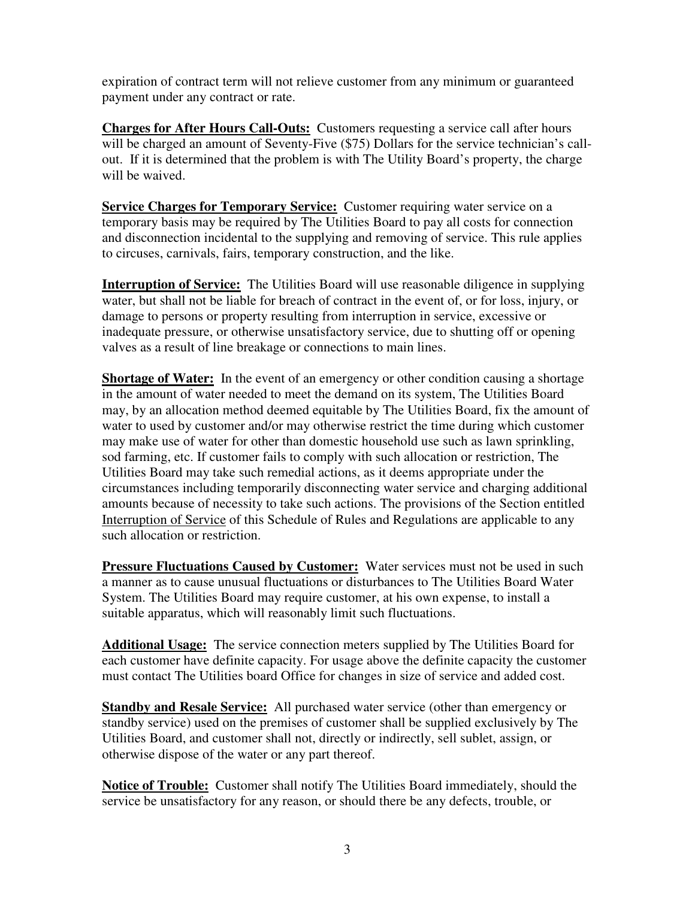expiration of contract term will not relieve customer from any minimum or guaranteed payment under any contract or rate.

**Charges for After Hours Call-Outs:** Customers requesting a service call after hours will be charged an amount of Seventy-Five ($75) Dollars for the service technician's call-out. If it is determined that the problem is with The Utility Board's property, the charge will be waived.

**Service Charges for Temporary Service:** Customer requiring water service on a temporary basis may be required by The Utilities Board to pay all costs for connection and disconnection incidental to the supplying and removing of service. This rule applies to circuses, carnivals, fairs, temporary construction, and the like.

**Interruption of Service:** The Utilities Board will use reasonable diligence in supplying water, but shall not be liable for breach of contract in the event of, or for loss, injury, or damage to persons or property resulting from interruption in service, excessive or inadequate pressure, or otherwise unsatisfactory service, due to shutting off or opening valves as a result of line breakage or connections to main lines.

**Shortage of Water:** In the event of an emergency or other condition causing a shortage in the amount of water needed to meet the demand on its system, The Utilities Board may, by an allocation method deemed equitable by The Utilities Board, fix the amount of water to used by customer and/or may otherwise restrict the time during which customer may make use of water for other than domestic household use such as lawn sprinkling, sod farming, etc. If customer fails to comply with such allocation or restriction, The Utilities Board may take such remedial actions, as it deems appropriate under the circumstances including temporarily disconnecting water service and charging additional amounts because of necessity to take such actions. The provisions of the Section entitled Interruption of Service of this Schedule of Rules and Regulations are applicable to any such allocation or restriction.

**Pressure Fluctuations Caused by Customer:** Water services must not be used in such a manner as to cause unusual fluctuations or disturbances to The Utilities Board Water System. The Utilities Board may require customer, at his own expense, to install a suitable apparatus, which will reasonably limit such fluctuations.

**Additional Usage:** The service connection meters supplied by The Utilities Board for each customer have definite capacity. For usage above the definite capacity the customer must contact The Utilities board Office for changes in size of service and added cost.

**Standby and Resale Service:** All purchased water service (other than emergency or standby service) used on the premises of customer shall be supplied exclusively by The Utilities Board, and customer shall not, directly or indirectly, sell sublet, assign, or otherwise dispose of the water or any part thereof.

**Notice of Trouble:** Customer shall notify The Utilities Board immediately, should the service be unsatisfactory for any reason, or should there be any defects, trouble, or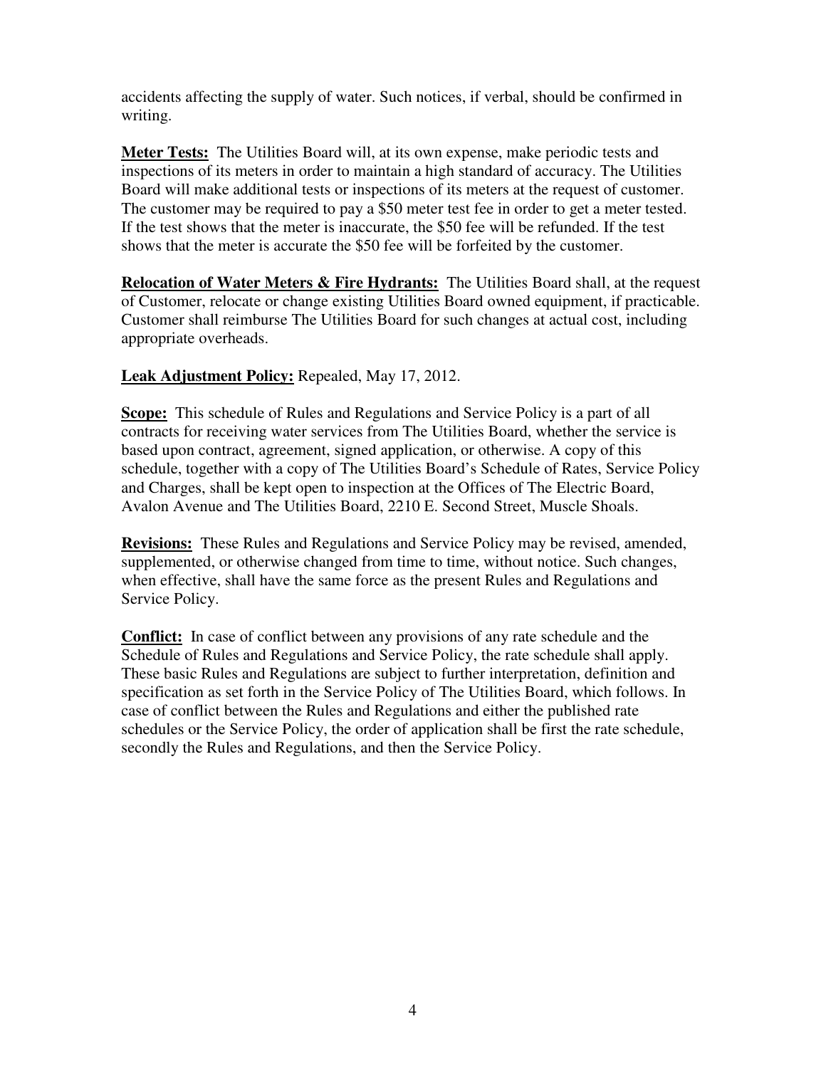accidents affecting the supply of water. Such notices, if verbal, should be confirmed in writing.

**Meter Tests:** The Utilities Board will, at its own expense, make periodic tests and inspections of its meters in order to maintain a high standard of accuracy. The Utilities Board will make additional tests or inspections of its meters at the request of customer. The customer may be required to pay a $50 meter test fee in order to get a meter tested. If the test shows that the meter is inaccurate, the $50 fee will be refunded. If the test shows that the meter is accurate the $50 fee will be forfeited by the customer.

**Relocation of Water Meters & Fire Hydrants:** The Utilities Board shall, at the request of Customer, relocate or change existing Utilities Board owned equipment, if practicable. Customer shall reimburse The Utilities Board for such changes at actual cost, including appropriate overheads.

**Leak Adjustment Policy:** Repealed, May 17, 2012.

**Scope:** This schedule of Rules and Regulations and Service Policy is a part of all contracts for receiving water services from The Utilities Board, whether the service is based upon contract, agreement, signed application, or otherwise. A copy of this schedule, together with a copy of The Utilities Board's Schedule of Rates, Service Policy and Charges, shall be kept open to inspection at the Offices of The Electric Board, Avalon Avenue and The Utilities Board, 2210 E. Second Street, Muscle Shoals.

**Revisions:** These Rules and Regulations and Service Policy may be revised, amended, supplemented, or otherwise changed from time to time, without notice. Such changes, when effective, shall have the same force as the present Rules and Regulations and Service Policy.

**Conflict:** In case of conflict between any provisions of any rate schedule and the Schedule of Rules and Regulations and Service Policy, the rate schedule shall apply. These basic Rules and Regulations are subject to further interpretation, definition and specification as set forth in the Service Policy of The Utilities Board, which follows. In case of conflict between the Rules and Regulations and either the published rate schedules or the Service Policy, the order of application shall be first the rate schedule, secondly the Rules and Regulations, and then the Service Policy.